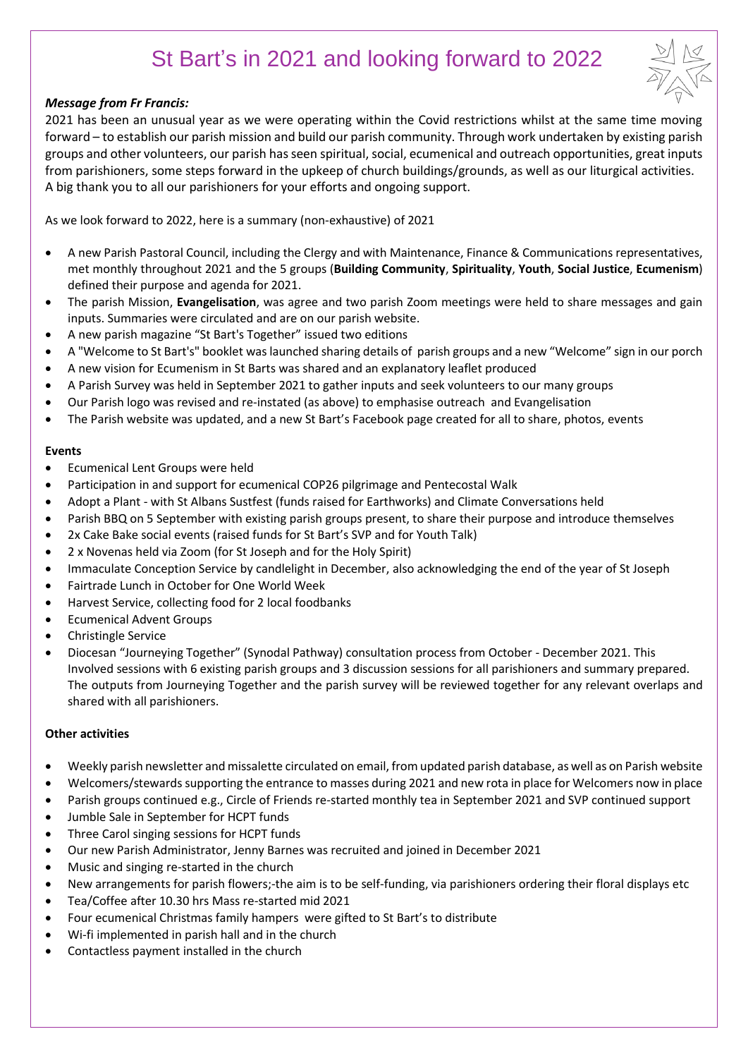# St Bart's in 2021 and looking forward to 2022

***Message from Fr Francis:***

2021 has been an unusual year as we were operating within the Covid restrictions whilst at the same time moving forward – to establish our parish mission and build our parish community. Through work undertaken by existing parish groups and other volunteers, our parish has seen spiritual, social, ecumenical and outreach opportunities, great inputs from parishioners, some steps forward in the upkeep of church buildings/grounds, as well as our liturgical activities. A big thank you to all our parishioners for your efforts and ongoing support.

As we look forward to 2022, here is a summary (non-exhaustive) of 2021

- A new Parish Pastoral Council, including the Clergy and with Maintenance, Finance & Communications representatives, met monthly throughout 2021 and the 5 groups (**Building Community**, **Spirituality**, **Youth**, **Social Justice**, **Ecumenism**) defined their purpose and agenda for 2021.
- The parish Mission, **Evangelisation**, was agree and two parish Zoom meetings were held to share messages and gain inputs. Summaries were circulated and are on our parish website.
- A new parish magazine "St Bart's Together" issued two editions
- A "Welcome to St Bart's" booklet was launched sharing details of parish groups and a new "Welcome" sign in our porch
- A new vision for Ecumenism in St Barts was shared and an explanatory leaflet produced
- A Parish Survey was held in September 2021 to gather inputs and seek volunteers to our many groups
- Our Parish logo was revised and re-instated (as above) to emphasise outreach and Evangelisation
- The Parish website was updated, and a new St Bart's Facebook page created for all to share, photos, events

**Events**

- Ecumenical Lent Groups were held
- Participation in and support for ecumenical COP26 pilgrimage and Pentecostal Walk
- Adopt a Plant - with St Albans Sustfest (funds raised for Earthworks) and Climate Conversations held
- Parish BBQ on 5 September with existing parish groups present, to share their purpose and introduce themselves
- 2x Cake Bake social events (raised funds for St Bart's SVP and for Youth Talk)
- 2 x Novenas held via Zoom (for St Joseph and for the Holy Spirit)
- Immaculate Conception Service by candlelight in December, also acknowledging the end of the year of St Joseph
- Fairtrade Lunch in October for One World Week
- Harvest Service, collecting food for 2 local foodbanks
- Ecumenical Advent Groups
- Christingle Service
- Diocesan "Journeying Together" (Synodal Pathway) consultation process from October - December 2021. This Involved sessions with 6 existing parish groups and 3 discussion sessions for all parishioners and summary prepared. The outputs from Journeying Together and the parish survey will be reviewed together for any relevant overlaps and shared with all parishioners.

**Other activities**

- Weekly parish newsletter and missalette circulated on email, from updated parish database, as well as on Parish website
- Welcomers/stewards supporting the entrance to masses during 2021 and new rota in place for Welcomers now in place
- Parish groups continued e.g., Circle of Friends re-started monthly tea in September 2021 and SVP continued support
- Jumble Sale in September for HCPT funds
- Three Carol singing sessions for HCPT funds
- Our new Parish Administrator, Jenny Barnes was recruited and joined in December 2021
- Music and singing re-started in the church
- New arrangements for parish flowers;-the aim is to be self-funding, via parishioners ordering their floral displays etc
- Tea/Coffee after 10.30 hrs Mass re-started mid 2021
- Four ecumenical Christmas family hampers were gifted to St Bart's to distribute
- Wi-fi implemented in parish hall and in the church
- Contactless payment installed in the church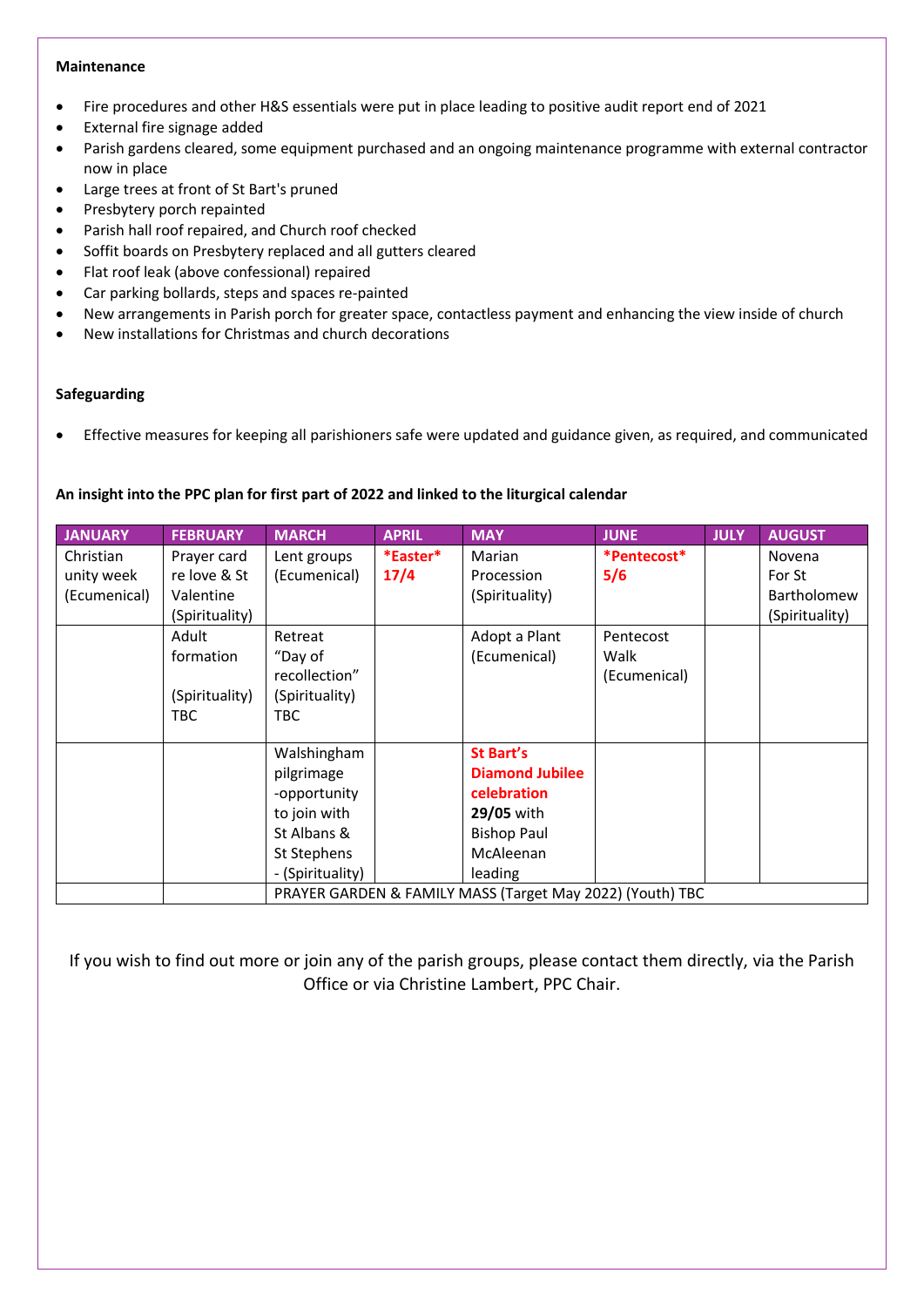**Maintenance**

- Fire procedures and other H&S essentials were put in place leading to positive audit report end of 2021
- External fire signage added
- Parish gardens cleared, some equipment purchased and an ongoing maintenance programme with external contractor now in place
- Large trees at front of St Bart's pruned
- Presbytery porch repainted
- Parish hall roof repaired, and Church roof checked
- Soffit boards on Presbytery replaced and all gutters cleared
- Flat roof leak (above confessional) repaired
- Car parking bollards, steps and spaces re-painted
- New arrangements in Parish porch for greater space, contactless payment and enhancing the view inside of church
- New installations for Christmas and church decorations

**Safeguarding**

- Effective measures for keeping all parishioners safe were updated and guidance given, as required, and communicated

**An insight into the PPC plan for first part of 2022 and linked to the liturgical calendar**

| JANUARY | FEBRUARY | MARCH | APRIL | MAY | JUNE | JULY | AUGUST |
|---|---|---|---|---|---|---|---|
| Christian unity week (Ecumenical) | Prayer card re love & St Valentine (Spirituality) | Lent groups (Ecumenical) | **\*Easter\* 17/4** | Marian Procession (Spirituality) | **\*Pentecost\* 5/6** | | Novena For St Bartholomew (Spirituality) |
| | Adult formation (Spirituality) TBC | Retreat "Day of recollection" (Spirituality) TBC | | Adopt a Plant (Ecumenical) | Pentecost Walk (Ecumenical) | | |
| | | Walshingham pilgrimage -opportunity to join with St Albans & St Stephens - (Spirituality) | | **St Bart's Diamond Jubilee celebration 29/05** with Bishop Paul McAleenan leading | | | |
| | | PRAYER GARDEN & FAMILY MASS (Target May 2022) (Youth) TBC | | | | | |

If you wish to find out more or join any of the parish groups, please contact them directly, via the Parish Office or via Christine Lambert, PPC Chair.